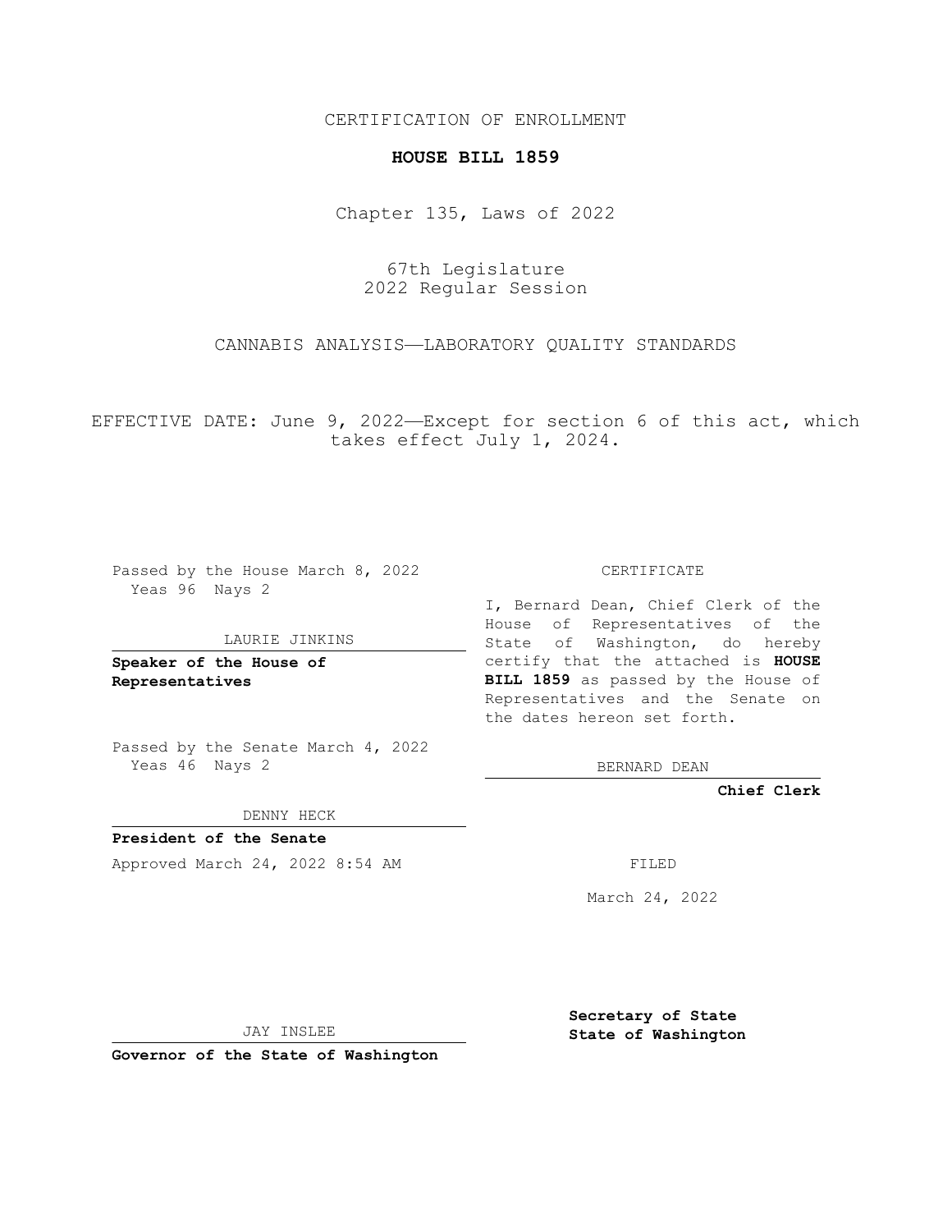CERTIFICATION OF ENROLLMENT

**HOUSE BILL 1859**

Chapter 135, Laws of 2022

67th Legislature
2022 Regular Session

CANNABIS ANALYSIS—LABORATORY QUALITY STANDARDS

EFFECTIVE DATE: June 9, 2022—Except for section 6 of this act, which takes effect July 1, 2024.

Passed by the House March 8, 2022
Yeas 96 Nays 2

LAURIE JINKINS

**Speaker of the House of Representatives**

Passed by the Senate March 4, 2022
Yeas 46 Nays 2

DENNY HECK

**President of the Senate**

Approved March 24, 2022 8:54 AM

JAY INSLEE

**Governor of the State of Washington**

CERTIFICATE

I, Bernard Dean, Chief Clerk of the House of Representatives of the State of Washington, do hereby certify that the attached is **HOUSE BILL 1859** as passed by the House of Representatives and the Senate on the dates hereon set forth.

BERNARD DEAN

**Chief Clerk**

FILED

March 24, 2022

**Secretary of State**
**State of Washington**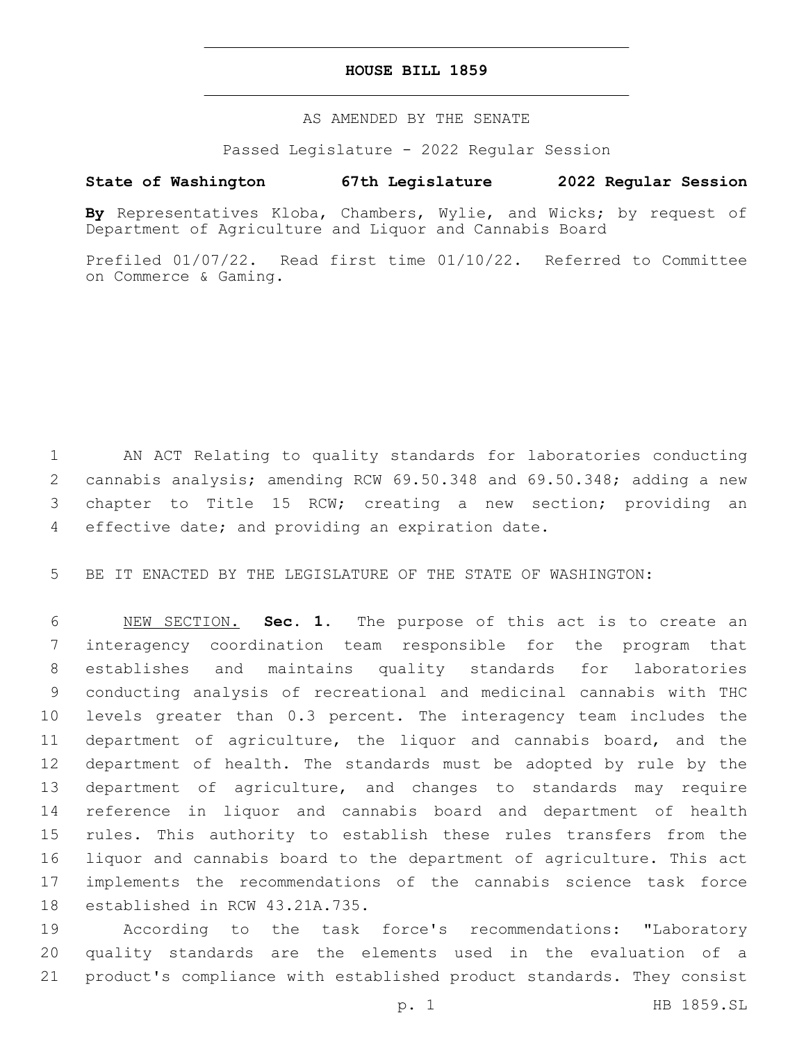# HOUSE BILL 1859

AS AMENDED BY THE SENATE

Passed Legislature - 2022 Regular Session

**State of Washington 67th Legislature 2022 Regular Session**

**By** Representatives Kloba, Chambers, Wylie, and Wicks; by request of Department of Agriculture and Liquor and Cannabis Board

Prefiled 01/07/22. Read first time 01/10/22. Referred to Committee on Commerce & Gaming.

AN ACT Relating to quality standards for laboratories conducting cannabis analysis; amending RCW 69.50.348 and 69.50.348; adding a new chapter to Title 15 RCW; creating a new section; providing an effective date; and providing an expiration date.

BE IT ENACTED BY THE LEGISLATURE OF THE STATE OF WASHINGTON:

NEW SECTION. **Sec. 1.** The purpose of this act is to create an interagency coordination team responsible for the program that establishes and maintains quality standards for laboratories conducting analysis of recreational and medicinal cannabis with THC levels greater than 0.3 percent. The interagency team includes the department of agriculture, the liquor and cannabis board, and the department of health. The standards must be adopted by rule by the department of agriculture, and changes to standards may require reference in liquor and cannabis board and department of health rules. This authority to establish these rules transfers from the liquor and cannabis board to the department of agriculture. This act implements the recommendations of the cannabis science task force established in RCW 43.21A.735.

According to the task force's recommendations: "Laboratory quality standards are the elements used in the evaluation of a product's compliance with established product standards. They consist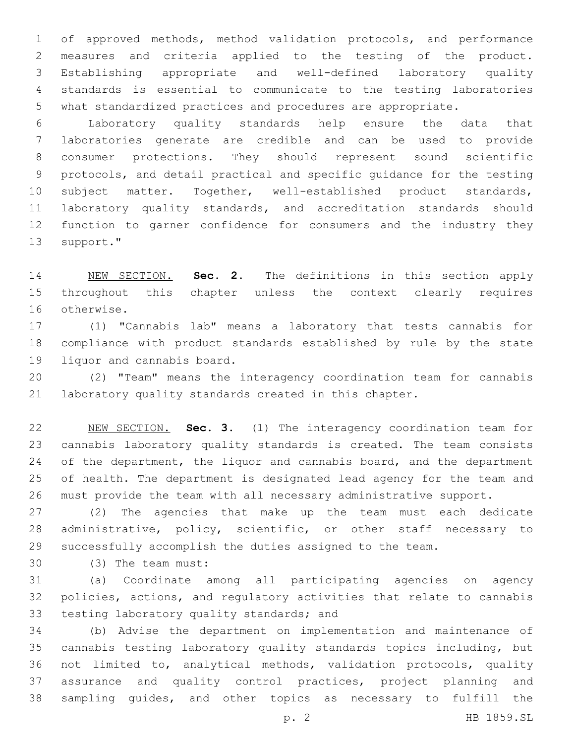of approved methods, method validation protocols, and performance measures and criteria applied to the testing of the product. Establishing appropriate and well-defined laboratory quality standards is essential to communicate to the testing laboratories what standardized practices and procedures are appropriate.

Laboratory quality standards help ensure the data that laboratories generate are credible and can be used to provide consumer protections. They should represent sound scientific protocols, and detail practical and specific guidance for the testing subject matter. Together, well-established product standards, laboratory quality standards, and accreditation standards should function to garner confidence for consumers and the industry they support."

NEW SECTION. **Sec. 2.** The definitions in this section apply throughout this chapter unless the context clearly requires otherwise.

(1) "Cannabis lab" means a laboratory that tests cannabis for compliance with product standards established by rule by the state liquor and cannabis board.

(2) "Team" means the interagency coordination team for cannabis laboratory quality standards created in this chapter.

NEW SECTION. **Sec. 3.** (1) The interagency coordination team for cannabis laboratory quality standards is created. The team consists of the department, the liquor and cannabis board, and the department of health. The department is designated lead agency for the team and must provide the team with all necessary administrative support.

(2) The agencies that make up the team must each dedicate administrative, policy, scientific, or other staff necessary to successfully accomplish the duties assigned to the team.

(3) The team must:

(a) Coordinate among all participating agencies on agency policies, actions, and regulatory activities that relate to cannabis testing laboratory quality standards; and

(b) Advise the department on implementation and maintenance of cannabis testing laboratory quality standards topics including, but not limited to, analytical methods, validation protocols, quality assurance and quality control practices, project planning and sampling guides, and other topics as necessary to fulfill the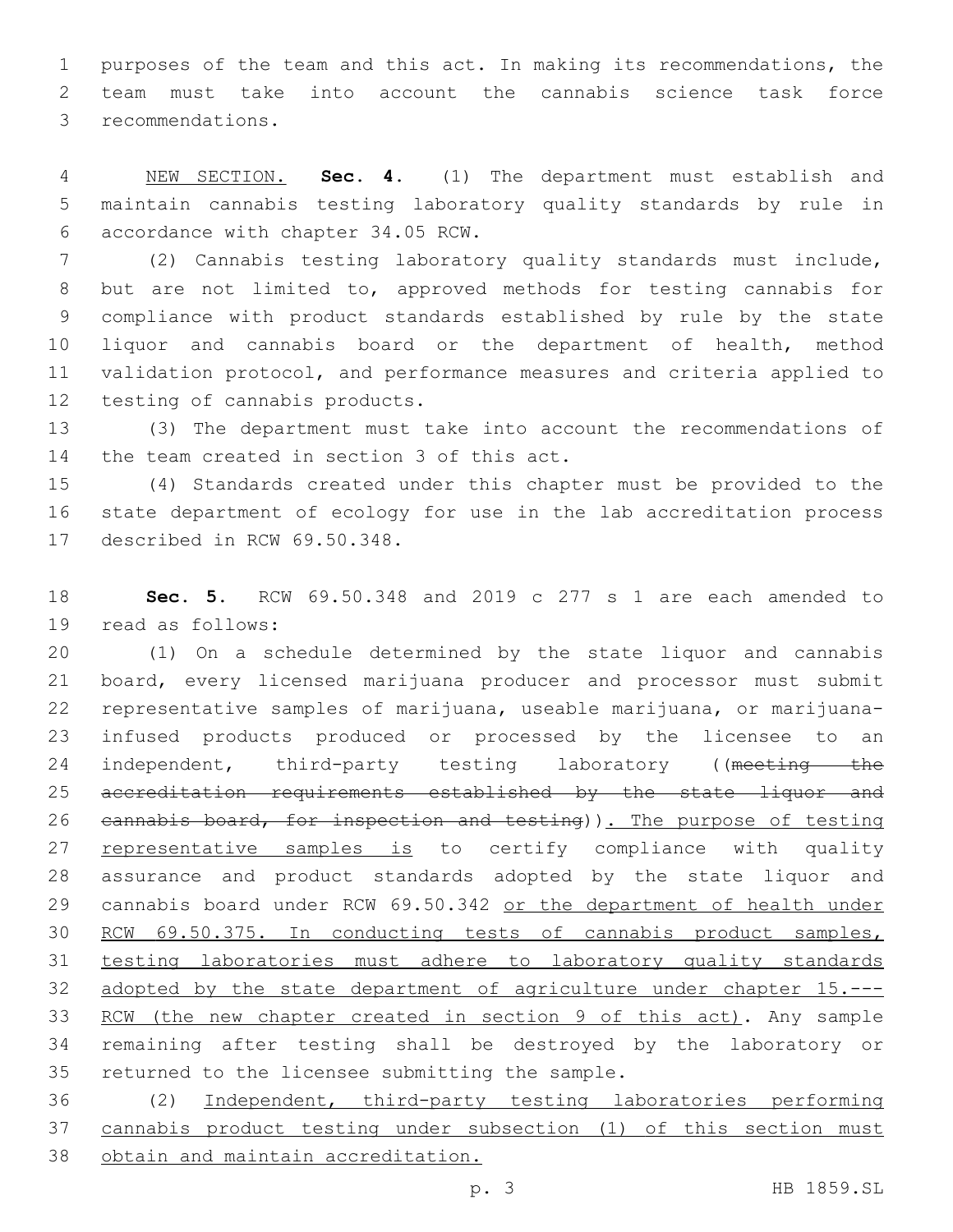purposes of the team and this act. In making its recommendations, the team must take into account the cannabis science task force recommendations.

NEW SECTION. **Sec. 4.** (1) The department must establish and maintain cannabis testing laboratory quality standards by rule in accordance with chapter 34.05 RCW.

(2) Cannabis testing laboratory quality standards must include, but are not limited to, approved methods for testing cannabis for compliance with product standards established by rule by the state liquor and cannabis board or the department of health, method validation protocol, and performance measures and criteria applied to testing of cannabis products.

(3) The department must take into account the recommendations of the team created in section 3 of this act.

(4) Standards created under this chapter must be provided to the state department of ecology for use in the lab accreditation process described in RCW 69.50.348.

**Sec. 5.** RCW 69.50.348 and 2019 c 277 s 1 are each amended to read as follows:

(1) On a schedule determined by the state liquor and cannabis board, every licensed marijuana producer and processor must submit representative samples of marijuana, useable marijuana, or marijuana-infused products produced or processed by the licensee to an independent, third-party testing laboratory ((~~meeting the accreditation requirements established by the state liquor and cannabis board, for inspection and testing~~)). The purpose of testing representative samples is to certify compliance with quality assurance and product standards adopted by the state liquor and cannabis board under RCW 69.50.342 or the department of health under RCW 69.50.375. In conducting tests of cannabis product samples, testing laboratories must adhere to laboratory quality standards adopted by the state department of agriculture under chapter 15.--- RCW (the new chapter created in section 9 of this act). Any sample remaining after testing shall be destroyed by the laboratory or returned to the licensee submitting the sample.

(2) Independent, third-party testing laboratories performing cannabis product testing under subsection (1) of this section must obtain and maintain accreditation.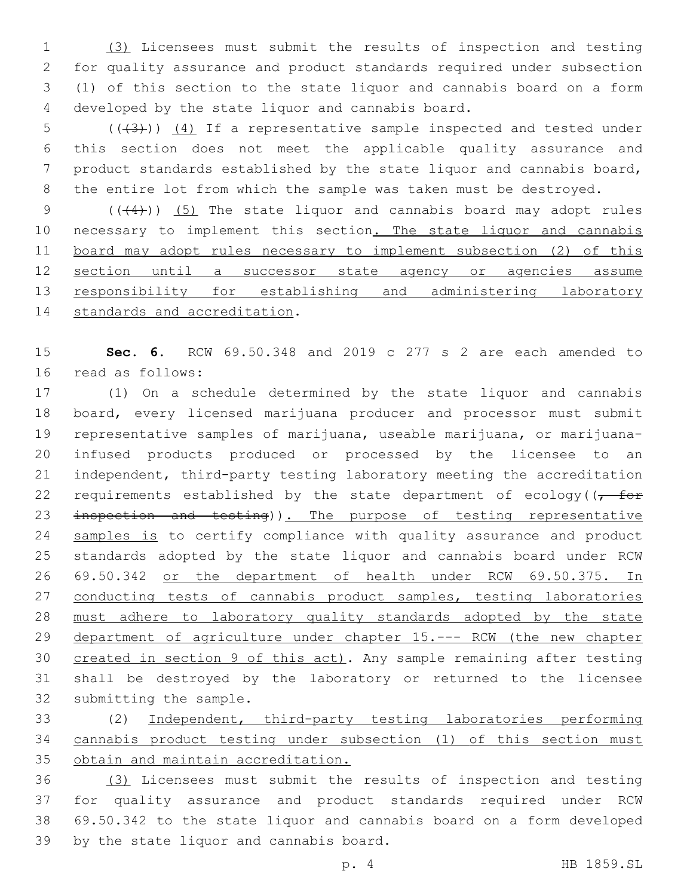(3) Licensees must submit the results of inspection and testing for quality assurance and product standards required under subsection (1) of this section to the state liquor and cannabis board on a form developed by the state liquor and cannabis board.

(((3))) (4) If a representative sample inspected and tested under this section does not meet the applicable quality assurance and product standards established by the state liquor and cannabis board, the entire lot from which the sample was taken must be destroyed.

(((4))) (5) The state liquor and cannabis board may adopt rules necessary to implement this section. The state liquor and cannabis board may adopt rules necessary to implement subsection (2) of this section until a successor state agency or agencies assume responsibility for establishing and administering laboratory standards and accreditation.

**Sec. 6.** RCW 69.50.348 and 2019 c 277 s 2 are each amended to read as follows:

(1) On a schedule determined by the state liquor and cannabis board, every licensed marijuana producer and processor must submit representative samples of marijuana, useable marijuana, or marijuana-infused products produced or processed by the licensee to an independent, third-party testing laboratory meeting the accreditation requirements established by the state department of ecology((, for inspection and testing)). The purpose of testing representative samples is to certify compliance with quality assurance and product standards adopted by the state liquor and cannabis board under RCW 69.50.342 or the department of health under RCW 69.50.375. In conducting tests of cannabis product samples, testing laboratories must adhere to laboratory quality standards adopted by the state department of agriculture under chapter 15.--- RCW (the new chapter created in section 9 of this act). Any sample remaining after testing shall be destroyed by the laboratory or returned to the licensee submitting the sample.

(2) Independent, third-party testing laboratories performing cannabis product testing under subsection (1) of this section must obtain and maintain accreditation.

(3) Licensees must submit the results of inspection and testing for quality assurance and product standards required under RCW 69.50.342 to the state liquor and cannabis board on a form developed by the state liquor and cannabis board.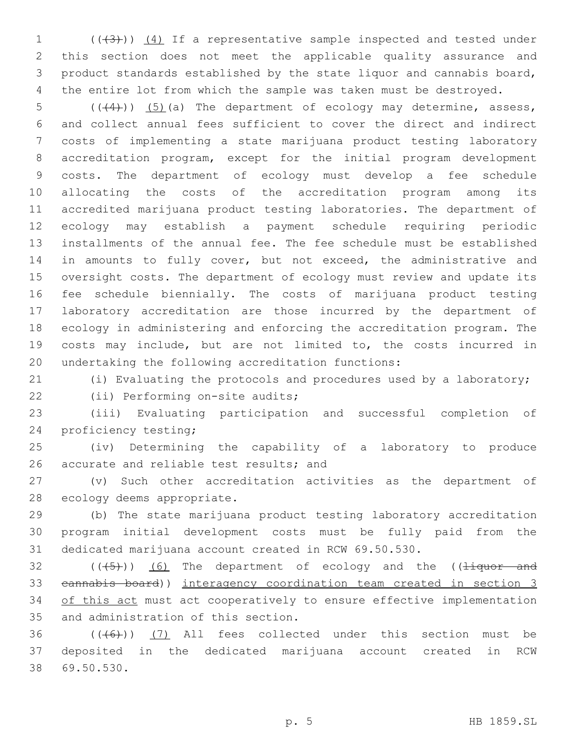((~~(3)~~)) (4) If a representative sample inspected and tested under this section does not meet the applicable quality assurance and product standards established by the state liquor and cannabis board, the entire lot from which the sample was taken must be destroyed.

((~~(4)~~)) (5)(a) The department of ecology may determine, assess, and collect annual fees sufficient to cover the direct and indirect costs of implementing a state marijuana product testing laboratory accreditation program, except for the initial program development costs. The department of ecology must develop a fee schedule allocating the costs of the accreditation program among its accredited marijuana product testing laboratories. The department of ecology may establish a payment schedule requiring periodic installments of the annual fee. The fee schedule must be established in amounts to fully cover, but not exceed, the administrative and oversight costs. The department of ecology must review and update its fee schedule biennially. The costs of marijuana product testing laboratory accreditation are those incurred by the department of ecology in administering and enforcing the accreditation program. The costs may include, but are not limited to, the costs incurred in undertaking the following accreditation functions:

(i) Evaluating the protocols and procedures used by a laboratory;

(ii) Performing on-site audits;

(iii) Evaluating participation and successful completion of proficiency testing;

(iv) Determining the capability of a laboratory to produce accurate and reliable test results; and

(v) Such other accreditation activities as the department of ecology deems appropriate.

(b) The state marijuana product testing laboratory accreditation program initial development costs must be fully paid from the dedicated marijuana account created in RCW 69.50.530.

((~~(5)~~)) (6) The department of ecology and the ((~~liquor and cannabis board~~)) interagency coordination team created in section 3 of this act must act cooperatively to ensure effective implementation and administration of this section.

((~~(6)~~)) (7) All fees collected under this section must be deposited in the dedicated marijuana account created in RCW 69.50.530.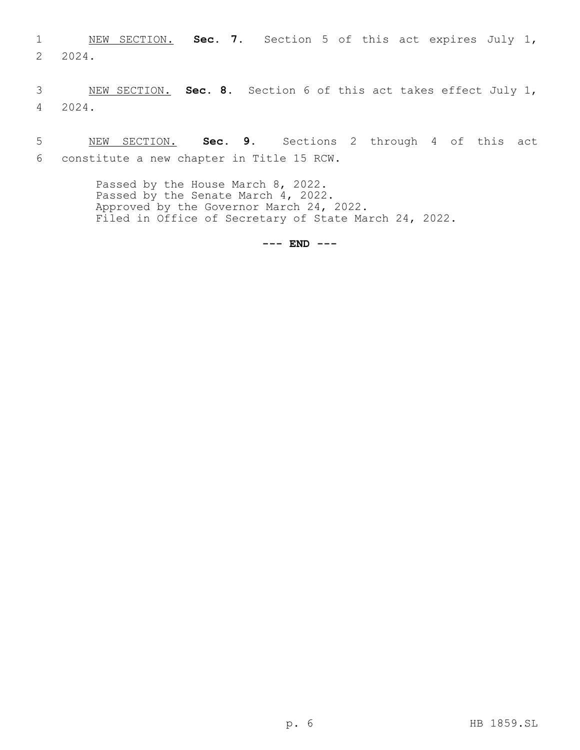NEW SECTION. **Sec. 7.** Section 5 of this act expires July 1, 2024.

NEW SECTION. **Sec. 8.** Section 6 of this act takes effect July 1, 2024.

NEW SECTION. **Sec. 9.** Sections 2 through 4 of this act constitute a new chapter in Title 15 RCW.

Passed by the House March 8, 2022.
Passed by the Senate March 4, 2022.
Approved by the Governor March 24, 2022.
Filed in Office of Secretary of State March 24, 2022.

**--- END ---**